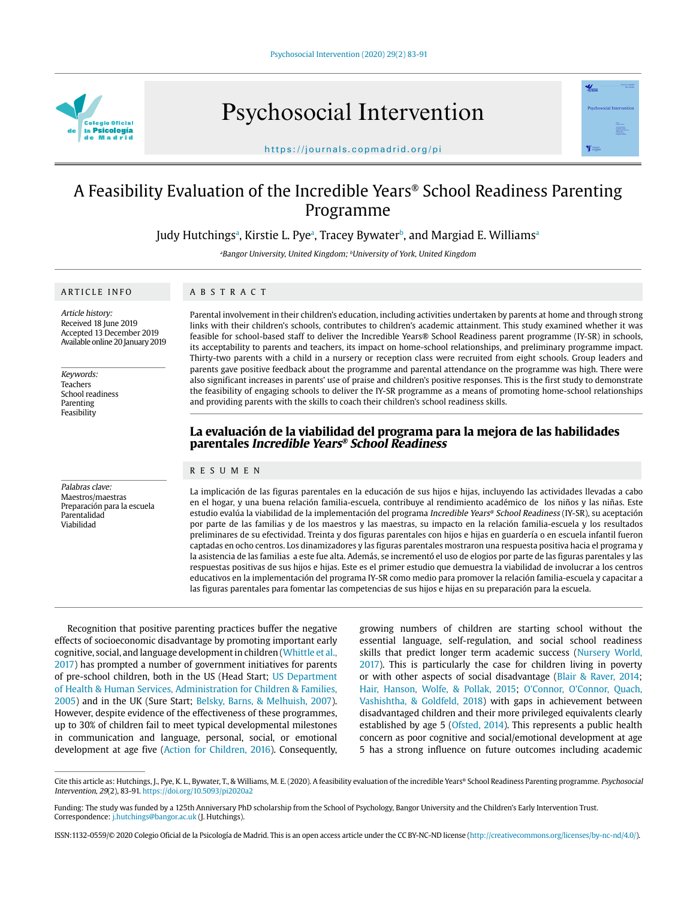# A Feasibility Evaluation of the Incredible Years® School Readiness Parenting Programme

Judy Hutchings[a], Kirstie L. Pye[a], Tracey Bywater[b], and Margiad E. Williams[a]

[a]Bangor University, United Kingdom; [b]University of York, United Kingdom

## ARTICLE INFO

*Article history:*
Received 18 June 2019
Accepted 13 December 2019
Available online 20 January 2019

*Keywords:*
Teachers
School readiness
Parenting
Feasibility

## ABSTRACT

Parental involvement in their children's education, including activities undertaken by parents at home and through strong links with their children's schools, contributes to children's academic attainment. This study examined whether it was feasible for school-based staff to deliver the Incredible Years® School Readiness parent programme (IY-SR) in schools, its acceptability to parents and teachers, its impact on home-school relationships, and preliminary programme impact. Thirty-two parents with a child in a nursery or reception class were recruited from eight schools. Group leaders and parents gave positive feedback about the programme and parental attendance on the programme was high. There were also significant increases in parents' use of praise and children's positive responses. This is the first study to demonstrate the feasibility of engaging schools to deliver the IY-SR programme as a means of promoting home-school relationships and providing parents with the skills to coach their children's school readiness skills.

## La evaluación de la viabilidad del programa para la mejora de las habilidades parentales *Incredible Years® School Readiness*

*Palabras clave:*
Maestros/maestras
Preparación para la escuela
Parentalidad
Viabilidad

## RESUMEN

La implicación de las figuras parentales en la educación de sus hijos e hijas, incluyendo las actividades llevadas a cabo en el hogar, y una buena relación familia-escuela, contribuye al rendimiento académico de los niños y las niñas. Este estudio evalúa la viabilidad de la implementación del programa *Incredible Years® School Readiness* (IY-SR), su aceptabilidad por parte de las familias y de los maestros y las maestras, su impacto en la relación familia-escuela y los resultados preliminares de su efectividad. Treinta y dos figuras parentales con hijos e hijas en guardería o en escuela infantil fueron captadas en ocho centros. Los dinamizadores y las figuras parentales mostraron una respuesta positiva hacia el programa y la asistencia de las familias a este fue alta. Además, se incrementó el uso de elogios por parte de las figuras parentales y las respuestas positivas de sus hijos e hijas. Este es el primer estudio que demuestra la viabilidad de involucrar a los centros educativos en la implementación del programa IY-SR como medio para promover la relación familia-escuela y capacitar a las figuras parentales para fomentar las competencias de sus hijos e hijas en su preparación para la escuela.

Recognition that positive parenting practices buffer the negative effects of socioeconomic disadvantage by promoting important early cognitive, social, and language development in children (Whittle et al., 2017) has prompted a number of government initiatives for parents of pre-school children, both in the US (Head Start; US Department of Health & Human Services, Administration for Children & Families, 2005) and in the UK (Sure Start; Belsky, Barns, & Melhuish, 2007). However, despite evidence of the effectiveness of these programmes, up to 30% of children fail to meet typical developmental milestones in communication and language, personal, social, or emotional development at age five (Action for Children, 2016). Consequently, growing numbers of children are starting school without the essential language, self-regulation, and social school readiness skills that predict longer term academic success (Nursery World, 2017). This is particularly the case for children living in poverty or with other aspects of social disadvantage (Blair & Raver, 2014; Hair, Hanson, Wolfe, & Pollak, 2015; O'Connor, O'Connor, Quach, Vashishtha, & Goldfeld, 2018) with gaps in achievement between disadvantaged children and their more privileged equivalents clearly established by age 5 (Ofsted, 2014). This represents a public health concern as poor cognitive and social/emotional development at age 5 has a strong influence on future outcomes including academic

Cite this article as: Hutchings, J., Pye, K. L., Bywater, T., & Williams, M. E. (2020). A feasibility evaluation of the incredible Years® School Readiness Parenting programme. *Psychosocial Intervention, 29*(2), 83-91. https://doi.org/10.5093/pi2020a2

Funding: The study was funded by a 125th Anniversary PhD scholarship from the School of Psychology, Bangor University and the Children's Early Intervention Trust. Correspondence: j.hutchings@bangor.ac.uk (J. Hutchings).

ISSN:1132-0559/© 2020 Colegio Oficial de la Psicología de Madrid. This is an open access article under the CC BY-NC-ND license (http://creativecommons.org/licenses/by-nc-nd/4.0/).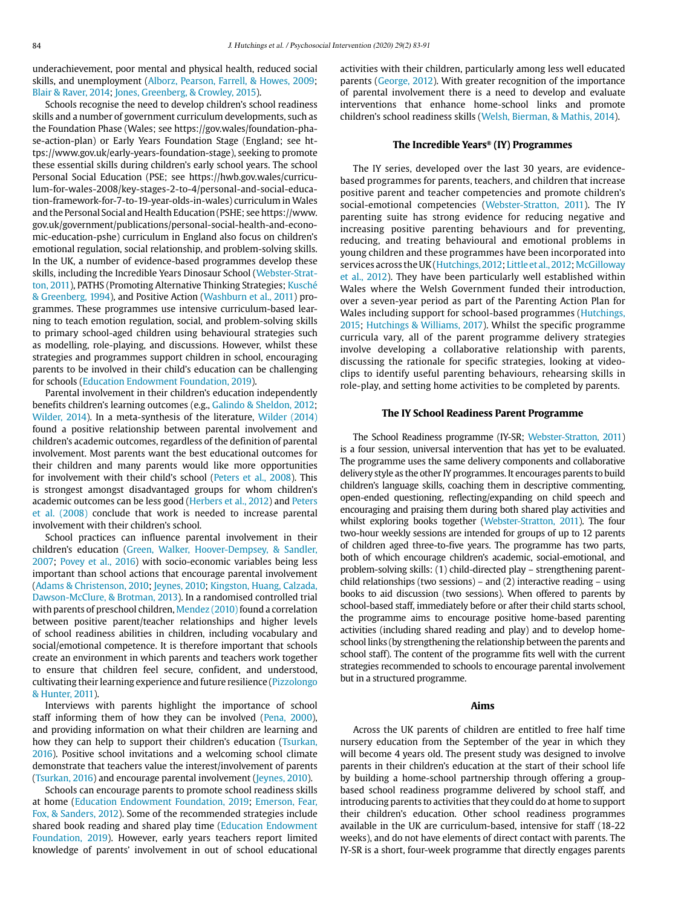underachievement, poor mental and physical health, reduced social skills, and unemployment (Alborz, Pearson, Farrell, & Howes, 2009; Blair & Raver, 2014; Jones, Greenberg, & Crowley, 2015).

Schools recognise the need to develop children's school readiness skills and a number of government curriculum developments, such as the Foundation Phase (Wales; see https://gov.wales/foundation-phase-action-plan) or Early Years Foundation Stage (England; see https://www.gov.uk/early-years-foundation-stage), seeking to promote these essential skills during children's early school years. The school Personal Social Education (PSE; see https://hwb.gov.wales/curriculum-for-wales-2008/key-stages-2-to-4/personal-and-social-education-framework-for-7-to-19-year-olds-in-wales) curriculum in Wales and the Personal Social and Health Education (PSHE; see https://www.gov.uk/government/publications/personal-social-health-and-economic-education-pshe) curriculum in England also focus on children's emotional regulation, social relationship, and problem-solving skills. In the UK, a number of evidence-based programmes develop these skills, including the Incredible Years Dinosaur School (Webster-Stratton, 2011), PATHS (Promoting Alternative Thinking Strategies; Kusché & Greenberg, 1994), and Positive Action (Washburn et al., 2011) programmes. These programmes use intensive curriculum-based learning to teach emotion regulation, social, and problem-solving skills to primary school-aged children using behavioural strategies such as modelling, role-playing, and discussions. However, whilst these strategies and programmes support children in school, encouraging parents to be involved in their child's education can be challenging for schools (Education Endowment Foundation, 2019).

Parental involvement in their children's education independently benefits children's learning outcomes (e.g., Galindo & Sheldon, 2012; Wilder, 2014). In a meta-synthesis of the literature, Wilder (2014) found a positive relationship between parental involvement and children's academic outcomes, regardless of the definition of parental involvement. Most parents want the best educational outcomes for their children and many parents would like more opportunities for involvement with their child's school (Peters et al., 2008). This is strongest amongst disadvantaged groups for whom children's academic outcomes can be less good (Herbers et al., 2012) and Peters et al. (2008) conclude that work is needed to increase parental involvement with their children's school.

School practices can influence parental involvement in their children's education (Green, Walker, Hoover-Dempsey, & Sandler, 2007; Povey et al., 2016) with socio-economic variables being less important than school actions that encourage parental involvement (Adams & Christenson, 2010; Jeynes, 2010; Kingston, Huang, Calzada, Dawson-McClure, & Brotman, 2013). In a randomised controlled trial with parents of preschool children, Mendez (2010) found a correlation between positive parent/teacher relationships and higher levels of school readiness abilities in children, including vocabulary and social/emotional competence. It is therefore important that schools create an environment in which parents and teachers work together to ensure that children feel secure, confident, and understood, cultivating their learning experience and future resilience (Pizzolongo & Hunter, 2011).

Interviews with parents highlight the importance of school staff informing them of how they can be involved (Pena, 2000), and providing information on what their children are learning and how they can help to support their children's education (Tsurkan, 2016). Positive school invitations and a welcoming school climate demonstrate that teachers value the interest/involvement of parents (Tsurkan, 2016) and encourage parental involvement (Jeynes, 2010).

Schools can encourage parents to promote school readiness skills at home (Education Endowment Foundation, 2019; Emerson, Fear, Fox, & Sanders, 2012). Some of the recommended strategies include shared book reading and shared play time (Education Endowment Foundation, 2019). However, early years teachers report limited knowledge of parents' involvement in out of school educational activities with their children, particularly among less well educated parents (George, 2012). With greater recognition of the importance of parental involvement there is a need to develop and evaluate interventions that enhance home-school links and promote children's school readiness skills (Welsh, Bierman, & Mathis, 2014).

## The Incredible Years® (IY) Programmes

The IY series, developed over the last 30 years, are evidence-based programmes for parents, teachers, and children that increase positive parent and teacher competencies and promote children's social-emotional competencies (Webster-Stratton, 2011). The IY parenting suite has strong evidence for reducing negative and increasing positive parenting behaviours and for preventing, reducing, and treating behavioural and emotional problems in young children and these programmes have been incorporated into services across the UK (Hutchings, 2012; Little et al., 2012; McGilloway et al., 2012). They have been particularly well established within Wales where the Welsh Government funded their introduction, over a seven-year period as part of the Parenting Action Plan for Wales including support for school-based programmes (Hutchings, 2015; Hutchings & Williams, 2017). Whilst the specific programme curricula vary, all of the parent programme delivery strategies involve developing a collaborative relationship with parents, discussing the rationale for specific strategies, looking at video-clips to identify useful parenting behaviours, rehearsing skills in role-play, and setting home activities to be completed by parents.

## The IY School Readiness Parent Programme

The School Readiness programme (IY-SR; Webster-Stratton, 2011) is a four session, universal intervention that has yet to be evaluated. The programme uses the same delivery components and collaborative delivery style as the other IY programmes. It encourages parents to build children's language skills, coaching them in descriptive commenting, open-ended questioning, reflecting/expanding on child speech and encouraging and praising them during both shared play activities and whilst exploring books together (Webster-Stratton, 2011). The four two-hour weekly sessions are intended for groups of up to 12 parents of children aged three-to-five years. The programme has two parts, both of which encourage children's academic, social-emotional, and problem-solving skills: (1) child-directed play – strengthening parent-child relationships (two sessions) – and (2) interactive reading – using books to aid discussion (two sessions). When offered to parents by school-based staff, immediately before or after their child starts school, the programme aims to encourage positive home-based parenting activities (including shared reading and play) and to develop home-school links (by strengthening the relationship between the parents and school staff). The content of the programme fits well with the current strategies recommended to schools to encourage parental involvement but in a structured programme.

## Aims

Across the UK parents of children are entitled to free half time nursery education from the September of the year in which they will become 4 years old. The present study was designed to involve parents in their children's education at the start of their school life by building a home-school partnership through offering a group-based school readiness programme delivered by school staff, and introducing parents to activities that they could do at home to support their children's education. Other school readiness programmes available in the UK are curriculum-based, intensive for staff (18-22 weeks), and do not have elements of direct contact with parents. The IY-SR is a short, four-week programme that directly engages parents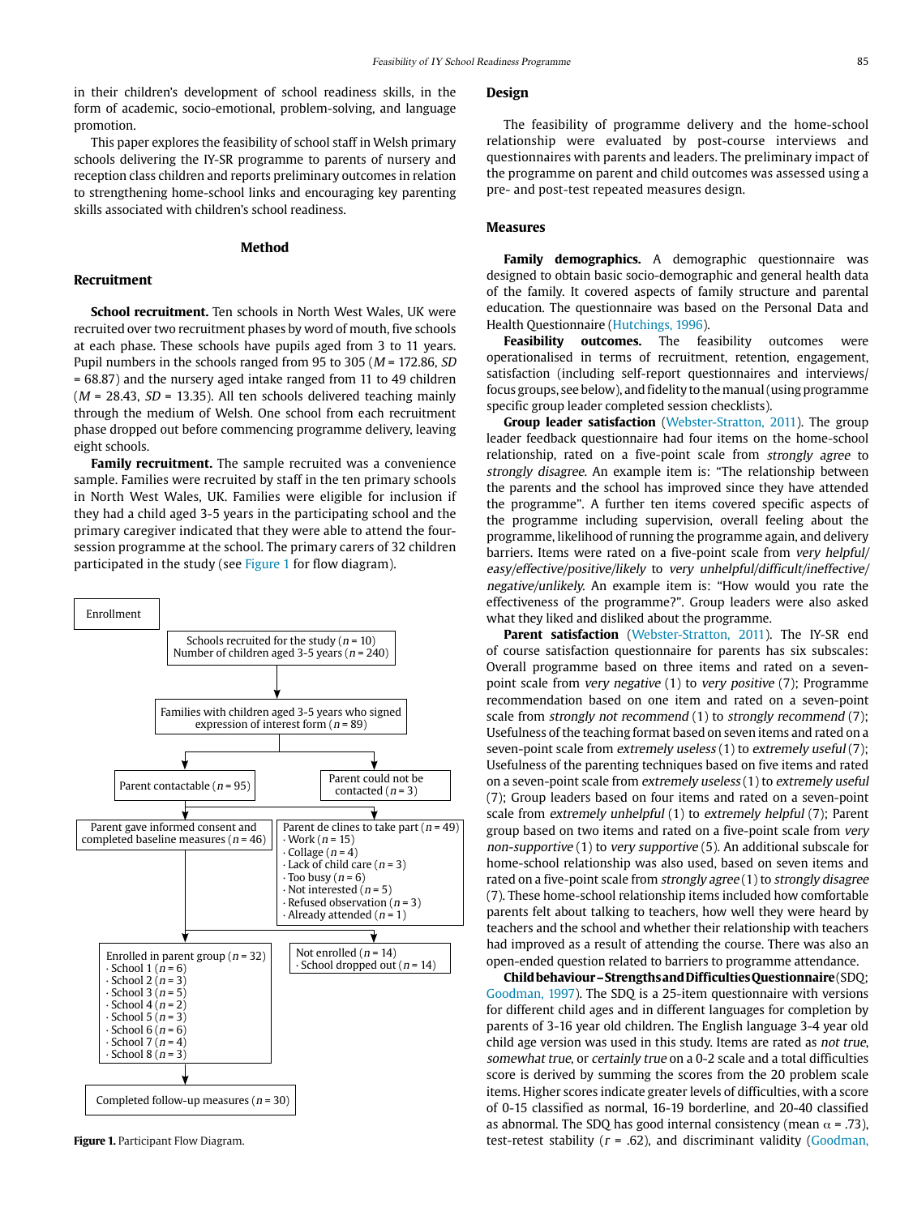in their children's development of school readiness skills, in the form of academic, socio-emotional, problem-solving, and language promotion.

This paper explores the feasibility of school staff in Welsh primary schools delivering the IY-SR programme to parents of nursery and reception class children and reports preliminary outcomes in relation to strengthening home-school links and encouraging key parenting skills associated with children's school readiness.

## Method

### Recruitment

**School recruitment.** Ten schools in North West Wales, UK were recruited over two recruitment phases by word of mouth, five schools at each phase. These schools have pupils aged from 3 to 11 years. Pupil numbers in the schools ranged from 95 to 305 (*M* = 172.86, *SD* = 68.87) and the nursery aged intake ranged from 11 to 49 children (*M* = 28.43, *SD* = 13.35). All ten schools delivered teaching mainly through the medium of Welsh. One school from each recruitment phase dropped out before commencing programme delivery, leaving eight schools.

**Family recruitment.** The sample recruited was a convenience sample. Families were recruited by staff in the ten primary schools in North West Wales, UK. Families were eligible for inclusion if they had a child aged 3-5 years in the participating school and the primary caregiver indicated that they were able to attend the four-session programme at the school. The primary carers of 32 children participated in the study (see Figure 1 for flow diagram).

Enrollment

Schools recruited for the study (*n* = 10)
Number of children aged 3-5 years (*n* = 240)

Families with children aged 3-5 years who signed expression of interest form (*n* = 89)

Parent contactable (*n* = 95)

Parent could not be contacted (*n* = 3)

Parent gave informed consent and completed baseline measures (*n* = 46)

Parent de clines to take part (*n* = 49)
- Work (*n* = 15)
- Collage (*n* = 4)
- Lack of child care (*n* = 3)
- Too busy (*n* = 6)
- Not interested (*n* = 5)
- Refused observation (*n* = 3)
- Already attended (*n* = 1)

Enrolled in parent group (*n* = 32)
- School 1 (*n* = 6)
- School 2 (*n* = 3)
- School 3 (*n* = 5)
- School 4 (*n* = 2)
- School 5 (*n* = 3)
- School 6 (*n* = 6)
- School 7 (*n* = 4)
- School 8 (*n* = 3)

Not enrolled (*n* = 14)
- School dropped out (*n* = 14)

Completed follow-up measures (*n* = 30)

**Figure 1.** Participant Flow Diagram.

### Design

The feasibility of programme delivery and the home-school relationship were evaluated by post-course interviews with parents and leaders. The preliminary impact of the programme on parent and child outcomes was assessed using a pre- and post-test repeated measures design.

### Measures

**Family demographics.** A demographic questionnaire was designed to obtain basic socio-demographic and general health data of the family. It covered aspects of family structure and parental education. The questionnaire was based on the Personal Data and Health Questionnaire (Hutchings, 1996).

**Feasibility outcomes.** The feasibility outcomes were operationalised in terms of recruitment, retention, engagement, satisfaction (including self-report questionnaires and interviews/focus groups, see below), and fidelity to the manual (using programme specific group leader completed session checklists).

**Group leader satisfaction** (Webster-Stratton, 2011). The group leader feedback questionnaire had four items on the home-school relationship, rated on a five-point scale from *strongly agree* to *strongly disagree*. An example item is: "The relationship between the parents and the school has improved since they have attended the programme". A further ten items covered specific aspects of the programme including supervision, overall feeling about the programme, likelihood of running the programme again, and delivery barriers. Items were rated on a five-point scale from *very helpful/easy/effective/positive/likely* to *very unhelpful/difficult/ineffective/negative/unlikely*. An example item is: "How would you rate the effectiveness of the programme?". Group leaders were also asked what they liked and disliked about the programme.

**Parent satisfaction** (Webster-Stratton, 2011). The IY-SR end of course satisfaction questionnaire for parents has six subscales: Overall programme based on three items and rated on a seven-point scale from *very negative* (1) to *very positive* (7); Programme recommendation based on one item and rated on a seven-point scale from *strongly not recommend* (1) to *strongly recommend* (7); Usefulness of the teaching format based on seven items and rated on a seven-point scale from *extremely useless* (1) to *extremely useful* (7); Usefulness of the parenting techniques based on five items and rated on a seven-point scale from *extremely useless* (1) to *extremely useful* (7); Group leaders based on four items and rated on a seven-point scale from *extremely unhelpful* (1) to *extremely helpful* (7); Parent group based on two items and rated on a five-point scale from *very non-supportive* (1) to *very supportive* (5). An additional subscale for home-school relationship was also used, based on seven items and rated on a five-point scale from *strongly agree* (1) to *strongly disagree* (7). These home-school relationship items included how comfortable parents felt about talking to teachers, how well they were heard by teachers and the school and whether their relationship with teachers had improved as a result of attending the course. There was also an open-ended question related to barriers to programme attendance.

**Child behaviour – Strengths and Difficulties Questionnaire** (SDQ; Goodman, 1997). The SDQ is a 25-item questionnaire with versions for different child ages and in different languages for completion by parents of 3-16 year old children. The English language 3-4 year old child age version was used in this study. Items are rated as *not true*, *somewhat true*, or *certainly true* on a 0-2 scale and a total difficulties score is derived by summing the scores from the 20 problem scale items. Higher scores indicate greater levels of difficulties, with a score of 0-15 classified as normal, 16-19 borderline, and 20-40 classified as abnormal. The SDQ has good internal consistency (mean $\alpha$ = .73), test-retest stability ($r$ = .62), and discriminant validity (Goodman,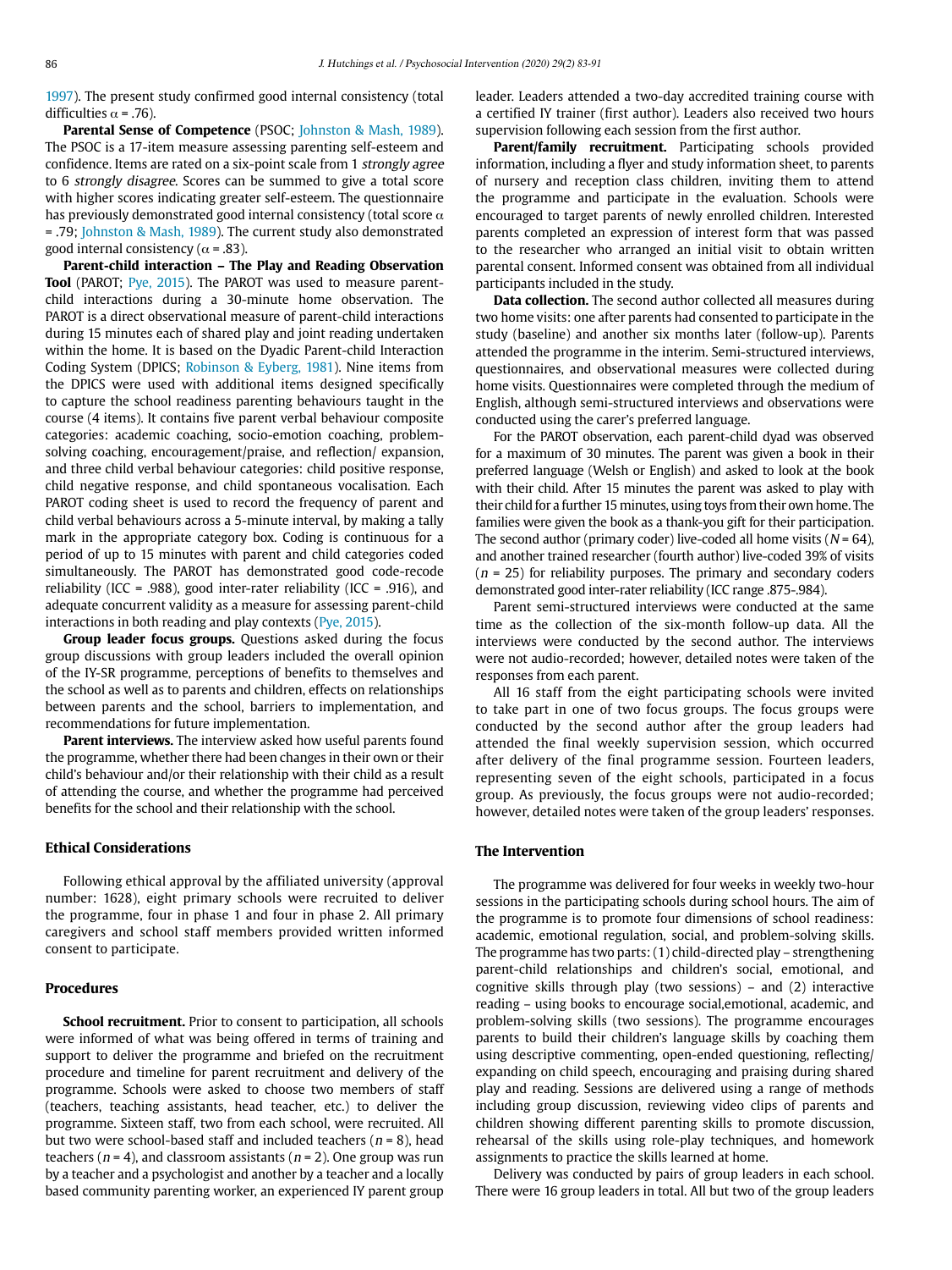1997). The present study confirmed good internal consistency (total difficulties $\alpha$ = .76).

**Parental Sense of Competence** (PSOC; Johnston & Mash, 1989). The PSOC is a 17-item measure assessing parenting self-esteem and confidence. Items are rated on a six-point scale from 1 *strongly agree* to 6 *strongly disagree*. Scores can be summed to give a total score with higher scores indicating greater self-esteem. The questionnaire has previously demonstrated good internal consistency (total score $\alpha$ = .79; Johnston & Mash, 1989). The current study also demonstrated good internal consistency ($\alpha$ = .83).

**Parent-child interaction – The Play and Reading Observation Tool** (PAROT; Pye, 2015). The PAROT was used to measure parent-child interactions during a 30-minute home observation. The PAROT is a direct observational measure of parent-child interactions during 15 minutes each of shared play and joint reading undertaken within the home. It is based on the Dyadic Parent-child Interaction Coding System (DPICS; Robinson & Eyberg, 1981). Nine items from the DPICS were used with additional items designed specifically to capture the school readiness parenting behaviours taught in the course (4 items). It contains five parent verbal behaviour composite categories: academic coaching, socio-emotion coaching, problem-solving coaching, encouragement/praise, and reflection/ expansion, and three child verbal behaviour categories: child positive response, child negative response, and child spontaneous vocalisation. Each PAROT coding sheet is used to record the frequency of parent and child verbal behaviours across a 5-minute interval, by making a tally mark in the appropriate category box. Coding is continuous for a period of up to 15 minutes with parent and child categories coded simultaneously. The PAROT has demonstrated good code-recode reliability (ICC = .988), good inter-rater reliability (ICC = .916), and adequate concurrent validity as a measure for assessing parent-child interactions in both reading and play contexts (Pye, 2015).

**Group leader focus groups.** Questions asked during the focus group discussions with group leaders included the overall opinion of the IY-SR programme, perceptions of benefits to themselves and the school as well as to parents and children, effects on relationships between parents and the school, barriers to implementation, and recommendations for future implementation.

**Parent interviews.** The interview asked how useful parents found the programme, whether there had been changes in their own or their child's behaviour and/or their relationship with their child as a result of attending the course, and whether the programme had perceived benefits for the school and their relationship with the school.

### Ethical Considerations

Following ethical approval by the affiliated university (approval number: 1628), eight primary schools were recruited to deliver the programme, four in phase 1 and four in phase 2. All primary caregivers and school staff members provided written informed consent to participate.

### Procedures

**School recruitment.** Prior to consent to participation, all schools were informed of what was being offered in terms of training and support to deliver the programme and briefed on the recruitment procedure and timeline for parent recruitment and delivery of the programme. Schools were asked to choose two members of staff (teachers, teaching assistants, head teacher, etc.) to deliver the programme. Sixteen staff, two from each school, were recruited. All but two were school-based staff and included teachers ($n$ = 8), head teachers ($n$ = 4), and classroom assistants ($n$ = 2). One group was run by a teacher and a psychologist and another by a teacher and a locally based community parenting worker, an experienced IY parent group leader. Leaders attended a two-day accredited training course with a certified IY trainer (first author). Leaders also received two hours supervision following each session from the first author.

**Parent/family recruitment.** Participating schools provided information, including a flyer and study information sheet, to parents of nursery and reception class children, inviting them to attend the programme and participate in the evaluation. Schools were encouraged to target parents of newly enrolled children. Interested parents completed an expression of interest form that was passed to the researcher who arranged an initial visit to obtain written parental consent. Informed consent was obtained from all individual participants included in the study.

**Data collection.** The second author collected all measures during two home visits: one after parents had consented to participate in the study (baseline) and another six months later (follow-up). Parents attended the programme in the interim. Semi-structured interviews, questionnaires, and observational measures were collected during home visits. Questionnaires were completed through the medium of English, although semi-structured interviews and observations were conducted using the carer's preferred language.

For the PAROT observation, each parent-child dyad was observed for a maximum of 30 minutes. The parent was given a book in their preferred language (Welsh or English) and asked to look at the book with their child. After 15 minutes the parent was asked to play with their child for a further 15 minutes, using toys from their own home. The families were given the book as a thank-you gift for their participation. The second author (primary coder) live-coded all home visits ($N$ = 64), and another trained researcher (fourth author) live-coded 39% of visits ($n$ = 25) for reliability purposes. The primary and secondary coders demonstrated good inter-rater reliability (ICC range .875-.984).

Parent semi-structured interviews were conducted at the same time as the collection of the six-month follow-up data. All the interviews were conducted by the second author. The interviews were not audio-recorded; however, detailed notes were taken of the responses from each parent.

All 16 staff from the eight participating schools were invited to take part in one of two focus groups. The focus groups were conducted by the second author after the group leaders had attended the final weekly supervision session, which occurred after delivery of the final programme session. Fourteen leaders, representing seven of the eight schools, participated in a focus group. As previously, the focus groups were not audio-recorded; however, detailed notes were taken of the group leaders' responses.

### The Intervention

The programme was delivered for four weeks in weekly two-hour sessions in the participating schools during school hours. The aim of the programme is to promote four dimensions of school readiness: academic, emotional regulation, social, and problem-solving skills. The programme has two parts: (1) child-directed play – strengthening parent-child relationships and children's social, emotional, and cognitive skills through play (two sessions) – and (2) interactive reading – using books to encourage social,emotional, academic, and problem-solving skills (two sessions). The programme encourages parents to build their children's language skills by coaching them using descriptive commenting, open-ended questioning, reflecting/ expanding on child speech, encouraging and praising during shared play and reading. Sessions are delivered using a range of methods including group discussion, reviewing video clips of parents and children showing different parenting skills to promote discussion, rehearsal of the skills using role-play techniques, and homework assignments to practice the skills learned at home.

Delivery was conducted by pairs of group leaders in each school. There were 16 group leaders in total. All but two of the group leaders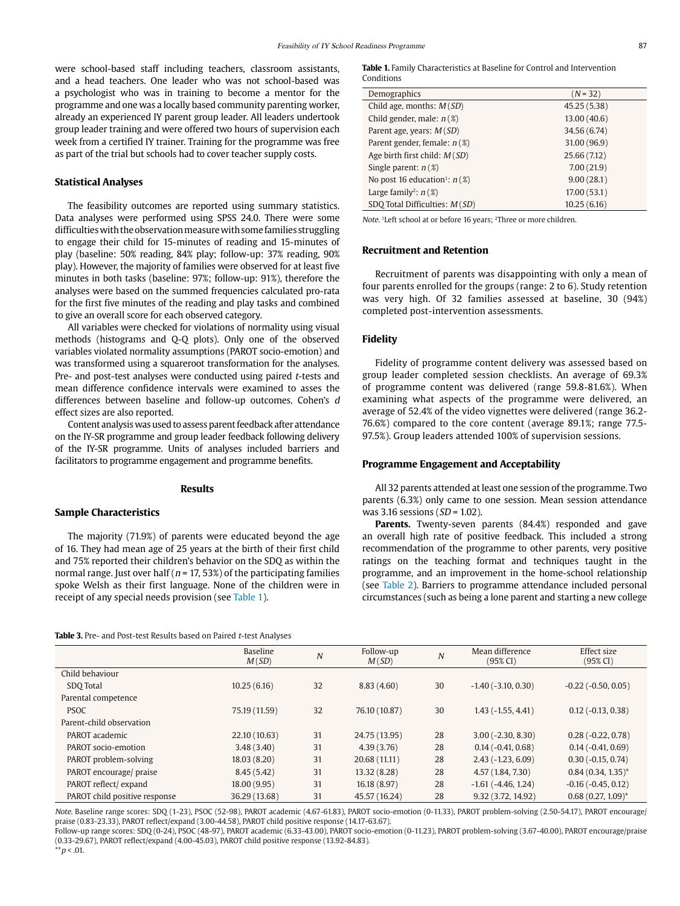were school-based staff including teachers, classroom assistants, and a head teachers. One leader who was not school-based was a psychologist who was in training to become a mentor for the programme and one was a locally based community parenting worker, already an experienced IY parent group leader. All leaders undertook group leader training and were offered two hours of supervision each week from a certified IY trainer. Training for the programme was free as part of the trial but schools had to cover teacher supply costs.

### Statistical Analyses

The feasibility outcomes are reported using summary statistics. Data analyses were performed using SPSS 24.0. There were some difficulties with the observation measure with some families struggling to engage their child for 15-minutes of reading and 15-minutes of play (baseline: 50% reading, 84% play; follow-up: 37% reading, 90% play). However, the majority of families were observed for at least five minutes in both tasks (baseline: 97%; follow-up: 91%), therefore the analyses were based on the summed frequencies calculated pro-rata for the first five minutes of the reading and play tasks and combined to give an overall score for each observed category.

All variables were checked for violations of normality using visual methods (histograms and Q-Q plots). Only one of the observed variables violated normality assumptions (PAROT socio-emotion) and was transformed using a squareroot transformation for the analyses. Pre- and post-test analyses were conducted using paired *t*-tests and mean difference confidence intervals were examined to asses the differences between baseline and follow-up outcomes. Cohen's *d* effect sizes are also reported.

Content analysis was used to assess parent feedback after attendance on the IY-SR programme and group leader feedback following delivery of the IY-SR programme. Units of analyses included barriers and facilitators to programme engagement and programme benefits.

## Results

### Sample Characteristics

The majority (71.9%) of parents were educated beyond the age of 16. They had mean age of 25 years at the birth of their first child and 75% reported their children's behavior on the SDQ as within the normal range. Just over half ($n$ = 17, 53%) of the participating families spoke Welsh as their first language. None of the children were in receipt of any special needs provision (see Table 1).

**Table 1.** Family Characteristics at Baseline for Control and Intervention Conditions

| Demographics | ($N$ = 32) |
|---|---|
| Child age, months: $M$ ($SD$) | 45.25 (5.38) |
| Child gender, male: $n$ (%) | 13.00 (40.6) |
| Parent age, years: $M$ ($SD$) | 34.56 (6.74) |
| Parent gender, female: $n$ (%) | 31.00 (96.9) |
| Age birth first child: $M$ ($SD$) | 25.66 (7.12) |
| Single parent: $n$ (%) | 7.00 (21.9) |
| No post 16 education[1]: $n$ (%) | 9.00 (28.1) |
| Large family[2]: $n$ (%) | 17.00 (53.1) |
| SDQ Total Difficulties: $M$ ($SD$) | 10.25 (6.16) |

*Note.* [1]Left school at or before 16 years; [2]Three or more children.

### Recruitment and Retention

Recruitment of parents was disappointing with only a mean of four parents enrolled for the groups (range: 2 to 6). Study retention was very high. Of 32 families assessed at baseline, 30 (94%) completed post-intervention assessments.

### Fidelity

Fidelity of programme content delivery was assessed based on group leader completed session checklists. An average of 69.3% of programme content was delivered (range 59.8-81.6%). When examining what aspects of the programme were delivered, an average of 52.4% of the video vignettes were delivered (range 36.2-76.6%) compared to the core content (average 89.1%; range 77.5-97.5%). Group leaders attended 100% of supervision sessions.

### Programme Engagement and Acceptability

All 32 parents attended at least one session of the programme. Two parents (6.3%) only came to one session. Mean session attendance was 3.16 sessions ($SD$ = 1.02).

**Parents.** Twenty-seven parents (84.4%) responded and gave an overall high rate of positive feedback. This included a strong recommendation of the programme to other parents, very positive ratings on the teaching format and techniques taught in the programme, and an improvement in the home-school relationship (see Table 2). Barriers to programme attendance included personal circumstances (such as being a lone parent and starting a new college

**Table 3.** Pre- and Post-test Results based on Paired *t*-test Analyses

| | Baseline $M$ ($SD$) | $N$ | Follow-up $M$ ($SD$) | $N$ | Mean difference (95% CI) | Effect size (95% CI) |
|---|---|---|---|---|---|---|
| Child behaviour | | | | | | |
| SDQ Total | 10.25 (6.16) | 32 | 8.83 (4.60) | 30 | -1.40 (-3.10, 0.30) | -0.22 (-0.50, 0.05) |
| Parental competence | | | | | | |
| PSOC | 75.19 (11.59) | 32 | 76.10 (10.87) | 30 | 1.43 (-1.55, 4.41) | 0.12 (-0.13, 0.38) |
| Parent-child observation | | | | | | |
| PAROT academic | 22.10 (10.63) | 31 | 24.75 (13.95) | 28 | 3.00 (-2.30, 8.30) | 0.28 (-0.22, 0.78) |
| PAROT socio-emotion | 3.48 (3.40) | 31 | 4.39 (3.76) | 28 | 0.14 (-0.41, 0.68) | 0.14 (-0.41, 0.69) |
| PAROT problem-solving | 18.03 (8.20) | 31 | 20.68 (11.11) | 28 | 2.43 (-1.23, 6.09) | 0.30 (-0.15, 0.74) |
| PAROT encourage/ praise | 8.45 (5.42) | 31 | 13.32 (8.28) | 28 | 4.57 (1.84, 7.30) | 0.84 (0.34, 1.35)* |
| PAROT reflect/ expand | 18.00 (9.95) | 31 | 16.18 (8.97) | 28 | -1.61 (-4.46, 1.24) | -0.16 (-0.45, 0.12) |
| PAROT child positive response | 36.29 (13.68) | 31 | 45.57 (16.24) | 28 | 9.32 (3.72, 14.92) | 0.68 (0.27, 1.09)* |

*Note.* Baseline range scores: SDQ (1-23), PSOC (52-98), PAROT academic (4.67-61.83), PAROT socio-emotion (0-11.33), PAROT problem-solving (2.50-54.17), PAROT encourage/praise (0.83-23.33), PAROT reflect/expand (3.00-44.58), PAROT child positive response (14.17-63.67).
Follow-up range scores: SDQ (0-24), PSOC (48-97), PAROT academic (6.33-43.00), PAROT socio-emotion (0-11.23), PAROT problem-solving (3.67-40.00), PAROT encourage/praise (0.33-29.67), PAROT reflect/expand (4.00-45.03), PAROT child positive response (13.92-84.83).
**$p$ < .01.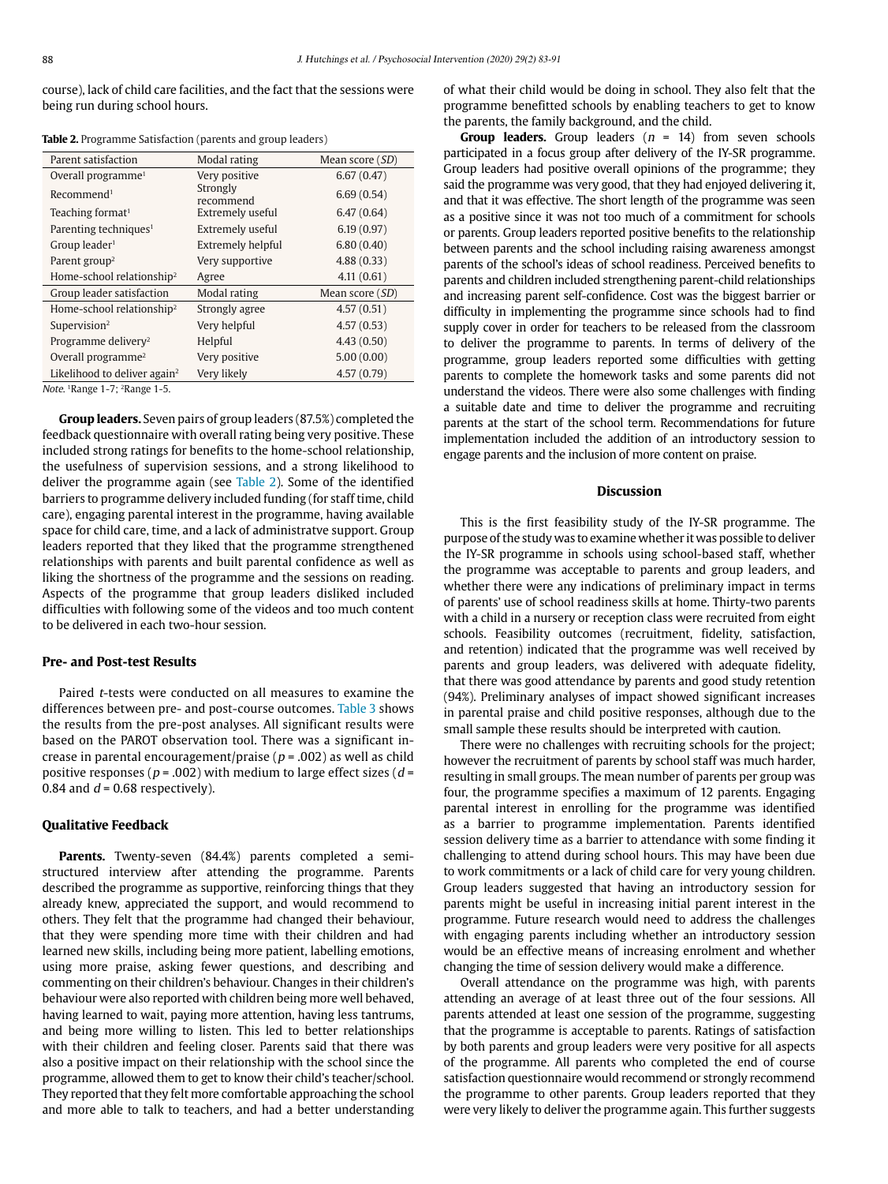course), lack of child care facilities, and the fact that the sessions were being run during school hours.

**Table 2.** Programme Satisfaction (parents and group leaders)

| Parent satisfaction | Modal rating | Mean score (*SD*) |
|---|---|---|
| Overall programme[1] | Very positive | 6.67 (0.47) |
| Recommend[1] | Strongly recommend | 6.69 (0.54) |
| Teaching format[1] | Extremely useful | 6.47 (0.64) |
| Parenting techniques[1] | Extremely useful | 6.19 (0.97) |
| Group leader[1] | Extremely helpful | 6.80 (0.40) |
| Parent group[2] | Very supportive | 4.88 (0.33) |
| Home-school relationship[2] | Agree | 4.11 (0.61) |
| **Group leader satisfaction** | **Modal rating** | **Mean score (*SD*)** |
| Home-school relationship[2] | Strongly agree | 4.57 (0.51) |
| Supervision[2] | Very helpful | 4.57 (0.53) |
| Programme delivery[2] | Helpful | 4.43 (0.50) |
| Overall programme[2] | Very positive | 5.00 (0.00) |
| Likelihood to deliver again[2] | Very likely | 4.57 (0.79) |

*Note.* [1]Range 1-7; [2]Range 1-5.

**Group leaders.** Seven pairs of group leaders (87.5%) completed the feedback questionnaire with overall rating being very positive. These included strong ratings for benefits to the home-school relationship, the usefulness of supervision sessions, and a strong likelihood to deliver the programme again (see Table 2). Some of the identified barriers to programme delivery included funding (for staff time, child care), engaging parental interest in the programme, having available space for child care, time, and a lack of administratve support. Group leaders reported that they liked that the programme strengthened relationships with parents and built parental confidence as well as liking the shortness of the programme and the sessions on reading. Aspects of the programme that group leaders disliked included difficulties with following some of the videos and too much content to be delivered in each two-hour session.

### Pre- and Post-test Results

Paired *t*-tests were conducted on all measures to examine the differences between pre- and post-course outcomes. Table 3 shows the results from the pre-post analyses. All significant results were based on the PAROT observation tool. There was a significant increase in parental encouragement/praise ($p = .002$) as well as child positive responses ($p = .002$) with medium to large effect sizes ($d = 0.84$ and $d = 0.68$ respectively).

### Qualitative Feedback

**Parents.** Twenty-seven (84.4%) parents completed a semi-structured interview after attending the programme. Parents described the programme as supportive, reinforcing things that they already knew, appreciated the support, and would recommend to others. They felt that the programme had changed their behaviour, that they were spending more time with their children and had learned new skills, including being more patient, labelling emotions, using more praise, asking fewer questions, and describing and commenting on their children's behaviour. Changes in their children's behaviour were also reported with children being more well behaved, having learned to wait, paying more attention, having less tantrums, and being more willing to listen. This led to better relationships with their children and feeling closer. Parents said that there was also a positive impact on their relationship with the school since the programme, allowed them to get to know their child's teacher/school. They reported that they felt more comfortable approaching the school and more able to talk to teachers, and had a better understanding of what their child would be doing in school. They also felt that the programme benefitted schools by enabling teachers to get to know the parents, the family background, and the child.

**Group leaders.** Group leaders ($n = 14$) from seven schools participated in a focus group after delivery of the IY-SR programme. Group leaders had positive overall opinions of the programme; they said the programme was very good, that they had enjoyed delivering it, and that it was effective. The short length of the programme was seen as a positive since it was not too much of a commitment for schools or parents. Group leaders reported positive benefits to the relationship between parents and the school including raising awareness amongst parents of the school's ideas of school readiness. Perceived benefits to parents and children included strengthening parent-child relationships and increasing parent self-confidence. Cost was the biggest barrier or difficulty in implementing the programme since schools had to find supply cover in order for teachers to be released from the classroom to deliver the programme to parents. In terms of delivery of the programme, group leaders reported some difficulties with getting parents to complete the homework tasks and some parents did not understand the videos. There were also some challenges with finding a suitable date and time to deliver the programme and recruiting parents at the start of the school term. Recommendations for future implementation included the addition of an introductory session to engage parents and the inclusion of more content on praise.

## Discussion

This is the first feasibility study of the IY-SR programme. The purpose of the study was to examine whether it was possible to deliver the IY-SR programme in schools using school-based staff, whether the programme was acceptable to parents and group leaders, and whether there were any indications of preliminary impact in terms of parents' use of school readiness skills at home. Thirty-two parents with a child in a nursery or reception class were recruited from eight schools. Feasibility outcomes (recruitment, fidelity, satisfaction, and retention) indicated that the programme was well received by parents and group leaders, was delivered with adequate fidelity, that there was good attendance by parents and good study retention (94%). Preliminary analyses of impact showed significant increases in parental praise and child positive responses, although due to the small sample these results should be interpreted with caution.

There were no challenges with recruiting schools for the project; however the recruitment of parents by school staff was much harder, resulting in small groups. The mean number of parents per group was four, the programme specifies a maximum of 12 parents. Engaging parental interest in enrolling for the programme was identified as a barrier to programme implementation. Parents identified session delivery time as a barrier to attendance with some finding it challenging to attend during school hours. This may have been due to work commitments or a lack of child care for very young children. Group leaders suggested that having an introductory session for parents might be useful in increasing initial parent interest in the programme. Future research would need to address the challenges with engaging parents including whether an introductory session would be an effective means of increasing enrolment and whether changing the time of session delivery would make a difference.

Overall attendance on the programme was high, with parents attending an average of at least three out of the four sessions. All parents attended at least one session of the programme, suggesting that the programme is acceptable to parents. Ratings of satisfaction by both parents and group leaders were very positive for all aspects of the programme. All parents who completed the end of course satisfaction questionnaire would recommend or strongly recommend the programme to other parents. Group leaders reported that they were very likely to deliver the programme again. This further suggests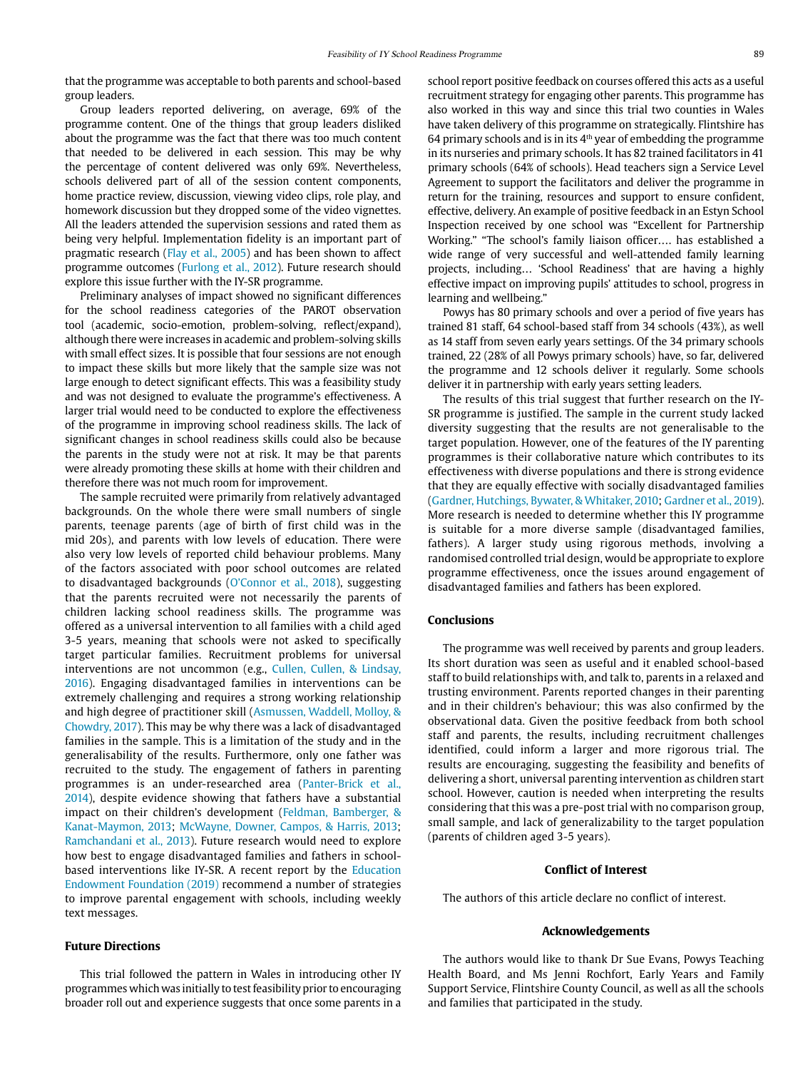that the programme was acceptable to both parents and school-based group leaders.

Group leaders reported delivering, on average, 69% of the programme content. One of the things that group leaders disliked about the programme was the fact that there was too much content that needed to be delivered in each session. This may be why the percentage of content delivered was only 69%. Nevertheless, schools delivered part of all of the session content components, home practice review, discussion, viewing video clips, role play, and homework discussion but they dropped some of the video vignettes. All the leaders attended the supervision sessions and rated them as being very helpful. Implementation fidelity is an important part of pragmatic research (Flay et al., 2005) and has been shown to affect programme outcomes (Furlong et al., 2012). Future research should explore this issue further with the IY-SR programme.

Preliminary analyses of impact showed no significant differences for the school readiness categories of the PAROT observation tool (academic, socio-emotion, problem-solving, reflect/expand), although there were increases in academic and problem-solving skills with small effect sizes. It is possible that four sessions are not enough to impact these skills but more likely that the sample size was not large enough to detect significant effects. This was a feasibility study and was not designed to evaluate the programme's effectiveness. A larger trial would need to be conducted to explore the effectiveness of the programme in improving school readiness skills. The lack of significant changes in school readiness skills could also be because the parents in the study were not at risk. It may be that parents were already promoting these skills at home with their children and therefore there was not much room for improvement.

The sample recruited were primarily from relatively advantaged backgrounds. On the whole there were small numbers of single parents, teenage parents (age of birth of first child was in the mid 20s), and parents with low levels of education. There were also very low levels of reported child behaviour problems. Many of the factors associated with poor school outcomes are related to disadvantaged backgrounds (O'Connor et al., 2018), suggesting that the parents recruited were not necessarily the parents of children lacking school readiness skills. The programme was offered as a universal intervention to all families with a child aged 3-5 years, meaning that schools were not asked to specifically target particular families. Recruitment problems for universal interventions are not uncommon (e.g., Cullen, Cullen, & Lindsay, 2016). Engaging disadvantaged families in interventions can be extremely challenging and requires a strong working relationship and high degree of practitioner skill (Asmussen, Waddell, Molloy, & Chowdry, 2017). This may be why there was a lack of disadvantaged families in the sample. This is a limitation of the study and in the generalisability of the results. Furthermore, only one father was recruited to the study. The engagement of fathers in parenting programmes is an under-researched area (Panter-Brick et al., 2014), despite evidence showing that fathers have a substantial impact on their children's development (Feldman, Bamberger, & Kanat-Maymon, 2013; McWayne, Downer, Campos, & Harris, 2013; Ramchandani et al., 2013). Future research would need to explore how best to engage disadvantaged families and fathers in school-based interventions like IY-SR. A recent report by the Education Endowment Foundation (2019) recommend a number of strategies to improve parental engagement with schools, including weekly text messages.

## Future Directions

This trial followed the pattern in Wales in introducing other IY programmes which was initially to test feasibility prior to encouraging broader roll out and experience suggests that once some parents in a school report positive feedback on courses offered this acts as a useful recruitment strategy for engaging other parents. This programme has also worked in this way and since this trial two counties in Wales have taken delivery of this programme on strategically. Flintshire has 64 primary schools and is in its 4th year of embedding the programme in its nurseries and primary schools. It has 82 trained facilitators in 41 primary schools (64% of schools). Head teachers sign a Service Level Agreement to support the facilitators and deliver the programme in return for the training, resources and support to ensure confident, effective, delivery. An example of positive feedback in an Estyn School Inspection received by one school was "Excellent for Partnership Working." "The school's family liaison officer…. has established a wide range of very successful and well-attended family learning projects, including… 'School Readiness' that are having a highly effective impact on improving pupils' attitudes to school, progress in learning and wellbeing."

Powys has 80 primary schools and over a period of five years has trained 81 staff, 64 school-based staff from 34 schools (43%), as well as 14 staff from seven early years settings. Of the 34 primary schools trained, 22 (28% of all Powys primary schools) have, so far, delivered the programme and 12 schools deliver it regularly. Some schools deliver it in partnership with early years setting leaders.

The results of this trial suggest that further research on the IY-SR programme is justified. The sample in the current study lacked diversity suggesting that the results are not generalisable to the target population. However, one of the features of the IY parenting programmes is their collaborative nature which contributes to its effectiveness with diverse populations and there is strong evidence that they are equally effective with socially disadvantaged families (Gardner, Hutchings, Bywater, & Whitaker, 2010; Gardner et al., 2019). More research is needed to determine whether this IY programme is suitable for a more diverse sample (disadvantaged families, fathers). A larger study using rigorous methods, involving a randomised controlled trial design, would be appropriate to explore programme effectiveness, once the issues around engagement of disadvantaged families and fathers has been explored.

## Conclusions

The programme was well received by parents and group leaders. Its short duration was seen as useful and it enabled school-based staff to build relationships with, and talk to, parents in a relaxed and trusting environment. Parents reported changes in their parenting and in their children's behaviour; this was also confirmed by the observational data. Given the positive feedback from both school staff and parents, the results, including recruitment challenges identified, could inform a larger and more rigorous trial. The results are encouraging, suggesting the feasibility and benefits of delivering a short, universal parenting intervention as children start school. However, caution is needed when interpreting the results considering that this was a pre-post trial with no comparison group, small sample, and lack of generalizability to the target population (parents of children aged 3-5 years).

## Conflict of Interest

The authors of this article declare no conflict of interest.

## Acknowledgements

The authors would like to thank Dr Sue Evans, Powys Teaching Health Board, and Ms Jenni Rochfort, Early Years and Family Support Service, Flintshire County Council, as well as all the schools and families that participated in the study.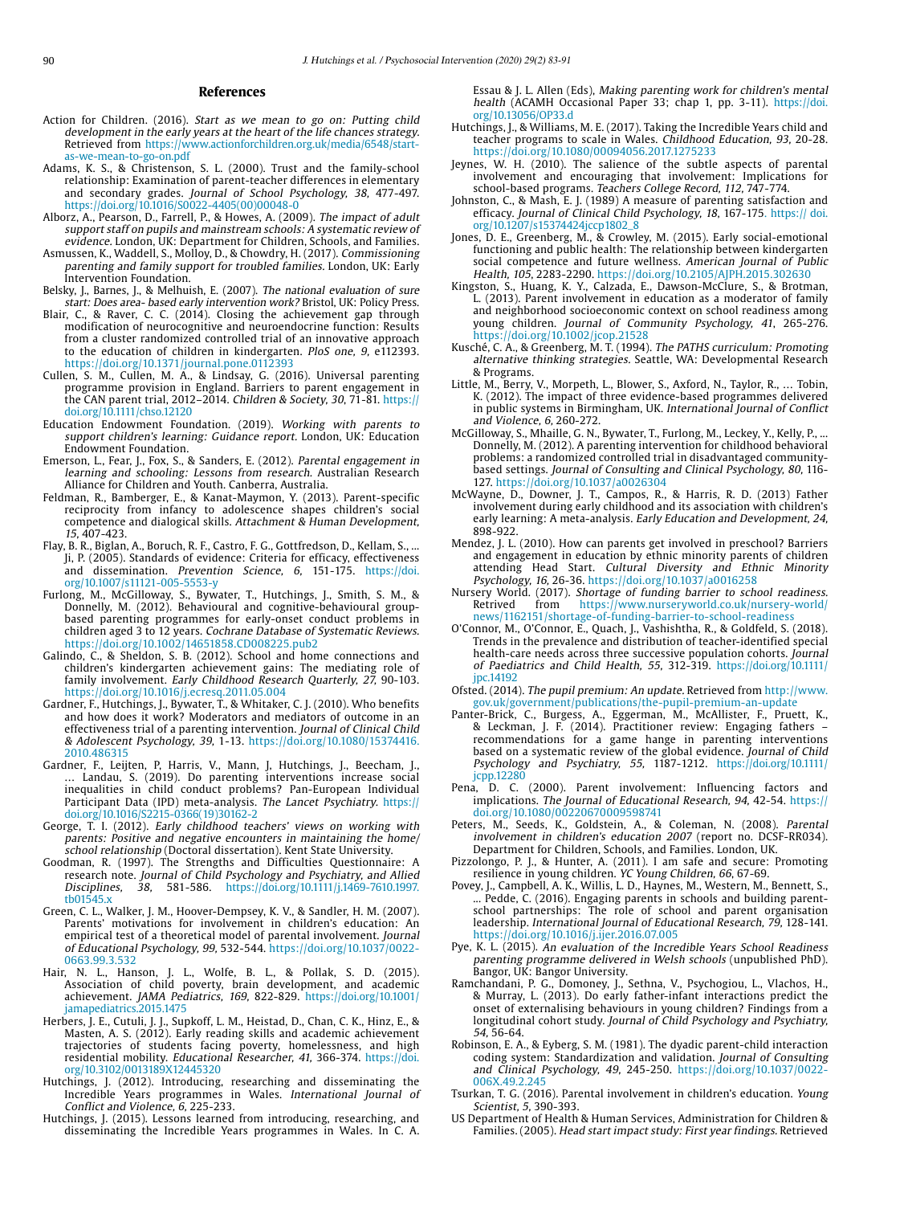## References

Action for Children. (2016). *Start as we mean to go on: Putting child development in the early years at the heart of the life chances strategy*. Retrieved from https://www.actionforchildren.org.uk/media/6548/start-as-we-mean-to-go-on.pdf

Adams, K. S., & Christenson, S. L. (2000). Trust and the family-school relationship: Examination of parent-teacher differences in elementary and secondary grades. *Journal of School Psychology, 38*, 477-497. https://doi.org/10.1016/S0022-4405(00)00048-0

Alborz, A., Pearson, D., Farrell, P., & Howes, A. (2009). *The impact of adult support staff on pupils and mainstream schools: A systematic review of evidence*. London, UK: Department for Children, Schools, and Families.

Asmussen, K., Waddell, S., Molloy, D., & Chowdry, H. (2017). *Commissioning parenting and family support for troubled families*. London, UK: Early Intervention Foundation.

Belsky, J., Barnes, J., & Melhuish, E. (2007). *The national evaluation of sure start: Does area- based early intervention work?* Bristol, UK: Policy Press.

Blair, C., & Raver, C. C. (2014). Closing the achievement gap through modification of neurocognitive and neuroendocrine function: Results from a cluster randomized controlled trial of an innovative approach to the education of children in kindergarten. *PloS one, 9*, e112393. https://doi.org/10.1371/journal.pone.0112393

Cullen, S. M., Cullen, M. A., & Lindsay, G. (2016). Universal parenting programme provision in England. Barriers to parent engagement in the CAN parent trial, 2012–2014. *Children & Society, 30*, 71-81. https://doi.org/10.1111/chso.12120

Education Endowment Foundation. (2019). *Working with parents to support children's learning: Guidance report*. London, UK: Education Endowment Foundation.

Emerson, L., Fear, J., Fox, S., & Sanders, E. (2012). *Parental engagement in learning and schooling: Lessons from research*. Australian Research Alliance for Children and Youth. Canberra, Australia.

Feldman, R., Bamberger, E., & Kanat-Maymon, Y. (2013). Parent-specific reciprocity from infancy to adolescence shapes children's social competence and dialogical skills. *Attachment & Human Development, 15*, 407-423.

Flay, B. R., Biglan, A., Boruch, R. F., Castro, F. G., Gottfredson, D., Kellam, S., ... Ji, P. (2005). Standards of evidence: Criteria for efficacy, effectiveness and dissemination. *Prevention Science, 6*, 151-175. https://doi.org/10.1007/s11121-005-5553-y

Furlong, M., McGilloway, S., Bywater, T., Hutchings, J., Smith, S. M., & Donnelly, M. (2012). Behavioural and cognitive-behavioural group-based parenting programmes for early-onset conduct problems in children aged 3 to 12 years. *Cochrane Database of Systematic Reviews*. https://doi.org/10.1002/14651858.CD008225.pub2

Galindo, C., & Sheldon, S. B. (2012). School and home connections and children's kindergarten achievement gains: The mediating role of family involvement. *Early Childhood Research Quarterly, 27*, 90-103. https://doi.org/10.1016/j.ecresq.2011.05.004

Gardner, F., Hutchings, J., Bywater, T., & Whitaker, C. J. (2010). Who benefits and how does it work? Moderators and mediators of outcome in an effectiveness trial of a parenting intervention. *Journal of Clinical Child & Adolescent Psychology, 39*, 1-13. https://doi.org/10.1080/15374416.2010.486315

Gardner, F., Leijten, P, Harris, V., Mann, J, Hutchings, J., Beecham, J., … Landau, S. (2019). Do parenting interventions increase social inequalities in child conduct problems? Pan-European Individual Participant Data (IPD) meta-analysis. *The Lancet Psychiatry*. https://doi.org/10.1016/S2215-0366(19)30162-2

George, T. I. (2012). *Early childhood teachers' views on working with parents: Positive and negative encounters in maintaining the home/school relationship* (Doctoral dissertation). Kent State University.

Goodman, R. (1997). The Strengths and Difficulties Questionnaire: A research note. *Journal of Child Psychology and Psychiatry, and Allied Disciplines, 38*, 581-586. https://doi.org/10.1111/j.1469-7610.1997.tb01545.x

Green, C. L., Walker, J. M., Hoover-Dempsey, K. V., & Sandler, H. M. (2007). Parents' motivations for involvement in children's education: An empirical test of a theoretical model of parental involvement. *Journal of Educational Psychology, 99*, 532-544. https://doi.org/10.1037/0022-0663.99.3.532

Hair, N. L., Hanson, J. L., Wolfe, B. L., & Pollak, S. D. (2015). Association of child poverty, brain development, and academic achievement. *JAMA Pediatrics, 169*, 822-829. https://doi.org/10.1001/jamapediatrics.2015.1475

Herbers, J. E., Cutuli, J. J., Supkoff, L. M., Heistad, D., Chan, C. K., Hinz, E., & Masten, A. S. (2012). Early reading skills and academic achievement trajectories of students facing poverty, homelessness, and high residential mobility. *Educational Researcher, 41*, 366-374. https://doi.org/10.3102/0013189X12445320

Hutchings, J. (2012). Introducing, researching and disseminating the Incredible Years programmes in Wales. *International Journal of Conflict and Violence, 6*, 225-233.

Hutchings, J. (2015). Lessons learned from introducing, researching, and disseminating the Incredible Years programmes in Wales. In C. A. Essau & J. L. Allen (Eds), *Making parenting work for children's mental health* (ACAMH Occasional Paper 33; chap 1, pp. 3-11). https://doi.org/10.13056/OP33.d

Hutchings, J., & Williams, M. E. (2017). Taking the Incredible Years child and teacher programs to scale in Wales. *Childhood Education, 93*, 20-28. https://doi.org/10.1080/00094056.2017.1275233

Jeynes, W. H. (2010). The salience of the subtle aspects of parental involvement and encouraging that involvement: Implications for school-based programs. *Teachers College Record, 112*, 747-774.

Johnston, C., & Mash, E. J. (1989) A measure of parenting satisfaction and efficacy. *Journal of Clinical Child Psychology, 18*, 167-175. https:// doi.org/10.1207/s15374424jccp1802_8

Jones, D. E., Greenberg, M., & Crowley, M. (2015). Early social-emotional functioning and public health: The relationship between kindergarten social competence and future wellness. *American Journal of Public Health, 105*, 2283-2290. https://doi.org/10.2105/AJPH.2015.302630

Kingston, S., Huang, K. Y., Calzada, E., Dawson-McClure, S., & Brotman, L. (2013). Parent involvement in education as a moderator of family and neighborhood socioeconomic context on school readiness among young children. *Journal of Community Psychology, 41*, 265-276. https://doi.org/10.1002/jcop.21528

Kusché, C. A., & Greenberg, M. T. (1994). *The PATHS curriculum: Promoting alternative thinking strategies*. Seattle, WA: Developmental Research & Programs.

Little, M., Berry, V., Morpeth, L., Blower, S., Axford, N., Taylor, R., … Tobin, K. (2012). The impact of three evidence-based programmes delivered in public systems in Birmingham, UK. *International Journal of Conflict and Violence, 6*, 260-272.

McGilloway, S., Mhaille, G. N., Bywater, T., Furlong, M., Leckey, Y., Kelly, P., ... Donnelly, M. (2012). A parenting intervention for childhood behavioral problems: a randomized controlled trial in disadvantaged community-based settings. *Journal of Consulting and Clinical Psychology, 80*, 116-127. https://doi.org/10.1037/a0026304

McWayne, D., Downer, J. T., Campos, R., & Harris, R. D. (2013) Father involvement during early childhood and its association with children's early learning: A meta-analysis. *Early Education and Development, 24*, 898-922.

Mendez, J. L. (2010). How can parents get involved in preschool? Barriers and engagement in education by ethnic minority parents of children attending Head Start. *Cultural Diversity and Ethnic Minority Psychology, 16*, 26-36. https://doi.org/10.1037/a0016258

Nursery World. (2017). *Shortage of funding barrier to school readiness*. Retrieved from https://www.nurseryworld.co.uk/nursery-world/news/1162151/shortage-of-funding-barrier-to-school-readiness

O'Connor, M., O'Connor, E., Quach, J., Vashishtha, R., & Goldfeld, S. (2018). Trends in the prevalence and distribution of teacher-identified special health-care needs across three successive population cohorts. *Journal of Paediatrics and Child Health, 55*, 312-319. https://doi.org/10.1111/jpc.14192

Ofsted. (2014). *The pupil premium: An update*. Retrieved from http://www.gov.uk/government/publications/the-pupil-premium-an-update

Panter-Brick, C., Burgess, A., Eggerman, M., McAllister, F., Pruett, K., & Leckman, J. F. (2014). Practitioner review: Engaging fathers – recommendations for a game hange in parenting interventions based on a systematic review of the global evidence. *Journal of Child Psychology and Psychiatry, 55*, 1187-1212. https://doi.org/10.1111/jcpp.12280

Pena, D. C. (2000). Parent involvement: Influencing factors and implications. *The Journal of Educational Research, 94*, 42-54. https://doi.org/10.1080/00220670009598741

Peters, M., Seeds, K., Goldstein, A., & Coleman, N. (2008). *Parental involvement in children's education 2007* (report no. DCSF-RR034). Department for Children, Schools, and Families. London, UK.

Pizzolongo, P. J., & Hunter, A. (2011). I am safe and secure: Promoting resilience in young children. *YC Young Children, 66*, 67-69.

Povey, J., Campbell, A. K., Willis, L. D., Haynes, M., Western, M., Bennett, S., ... Pedde, C. (2016). Engaging parents in schools and building parent-school partnerships: The role of school and parent organisation leadership. *International Journal of Educational Research, 79*, 128-141. https://doi.org/10.1016/j.ijer.2016.07.005

Pye, K. L. (2015). *An evaluation of the Incredible Years School Readiness parenting programme delivered in Welsh schools* (unpublished PhD). Bangor, UK: Bangor University.

Ramchandani, P. G., Domoney, J., Sethna, V., Psychogiou, L., Vlachos, H., & Murray, L. (2013). Do early father-infant interactions predict the onset of externalising behaviours in young children? Findings from a longitudinal cohort study. *Journal of Child Psychology and Psychiatry, 54*, 56-64.

Robinson, E. A., & Eyberg, S. M. (1981). The dyadic parent-child interaction coding system: Standardization and validation. *Journal of Consulting and Clinical Psychology, 49*, 245-250. https://doi.org/10.1037/0022-006X.49.2.245

Tsurkan, T. G. (2016). Parental involvement in children's education. *Young Scientist, 5*, 390-393.

US Department of Health & Human Services, Administration for Children & Families. (2005). *Head start impact study: First year findings*. Retrieved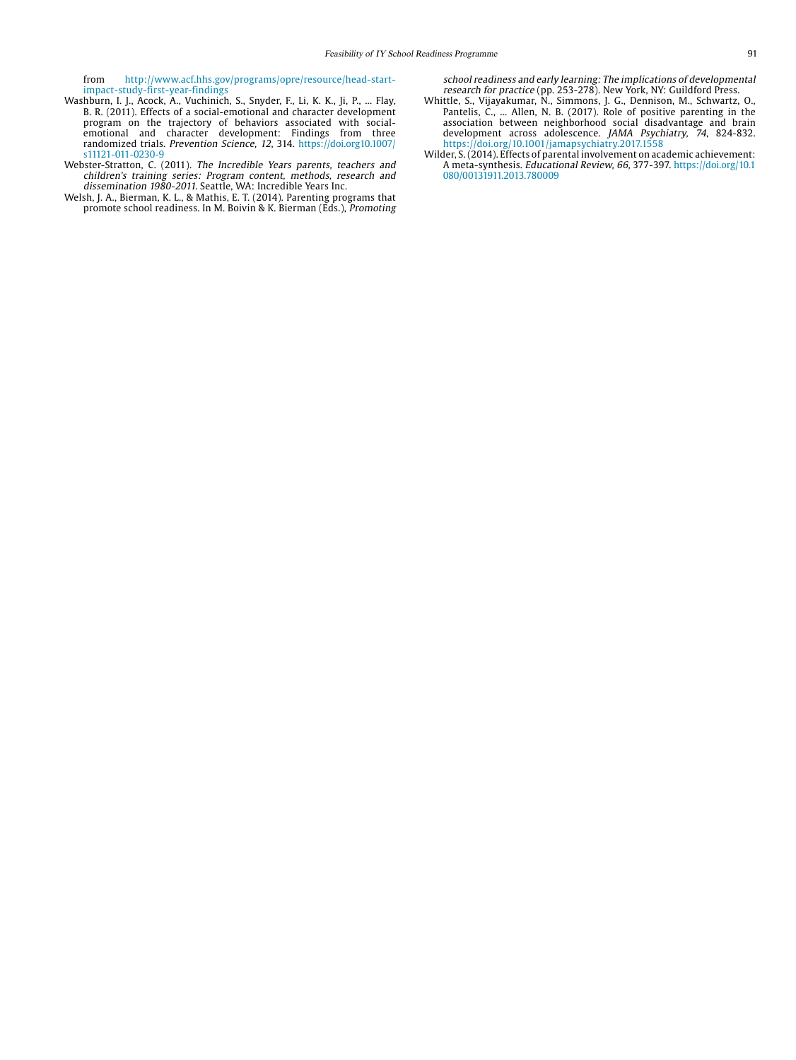from http://www.acf.hhs.gov/programs/opre/resource/head-start-impact-study-first-year-findings

Washburn, I. J., Acock, A., Vuchinich, S., Snyder, F., Li, K. K., Ji, P., ... Flay, B. R. (2011). Effects of a social-emotional and character development program on the trajectory of behaviors associated with social-emotional and character development: Findings from three randomized trials. *Prevention Science*, *12*, 314. https://doi.org10.1007/s11121-011-0230-9

Webster-Stratton, C. (2011). *The Incredible Years parents, teachers and children's training series: Program content, methods, research and dissemination 1980-2011*. Seattle, WA: Incredible Years Inc.

Welsh, J. A., Bierman, K. L., & Mathis, E. T. (2014). Parenting programs that promote school readiness. In M. Boivin & K. Bierman (Eds.), *Promoting school readiness and early learning: The implications of developmental research for practice* (pp. 253-278). New York, NY: Guildford Press.

Whittle, S., Vijayakumar, N., Simmons, J. G., Dennison, M., Schwartz, O., Pantelis, C., ... Allen, N. B. (2017). Role of positive parenting in the association between neighborhood social disadvantage and brain development across adolescence. *JAMA Psychiatry*, *74*, 824-832. https://doi.org/10.1001/jamapsychiatry.2017.1558

Wilder, S. (2014). Effects of parental involvement on academic achievement: A meta-synthesis. *Educational Review*, *66*, 377-397. https://doi.org/10.1080/00131911.2013.780009